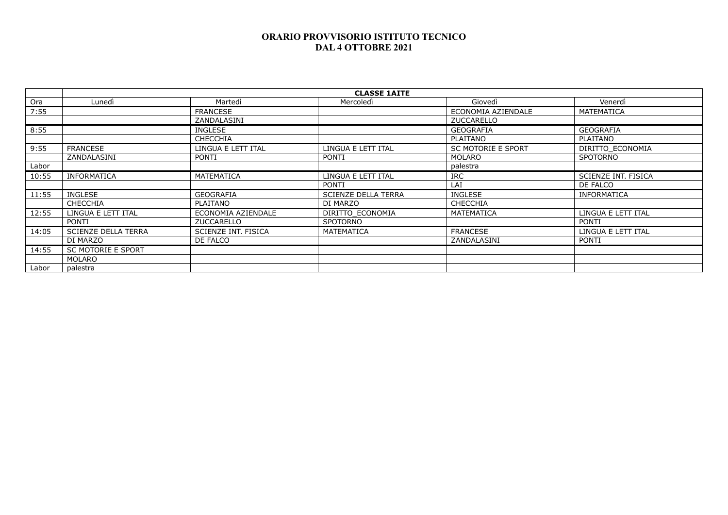# ORARIO PROVVISORIO ISTITUTO TECNICO
# DAL 4 OTTOBRE 2021

| | CLASSE 1AITE | | | | |
|---|---|---|---|---|---|
| Ora | Lunedì | Martedì | Mercoledì | Giovedì | Venerdì |
| 7:55 | | FRANCESE | | ECONOMIA AZIENDALE | MATEMATICA |
| | | ZANDALASINI | | ZUCCARELLO | |
| 8:55 | | INGLESE | | GEOGRAFIA | GEOGRAFIA |
| | | CHECCHIA | | PLAITANO | PLAITANO |
| 9:55 | FRANCESE | LINGUA E LETT ITAL | LINGUA E LETT ITAL | SC MOTORIE E SPORT | DIRITTO_ECONOMIA |
| | ZANDALASINI | PONTI | PONTI | MOLARO | SPOTORNO |
| Labor | | | | palestra | |
| 10:55 | INFORMATICA | MATEMATICA | LINGUA E LETT ITAL | IRC | SCIENZE INT. FISICA |
| | | | PONTI | LAI | DE FALCO |
| 11:55 | INGLESE | GEOGRAFIA | SCIENZE DELLA TERRA | INGLESE | INFORMATICA |
| | CHECCHIA | PLAITANO | DI MARZO | CHECCHIA | |
| 12:55 | LINGUA E LETT ITAL | ECONOMIA AZIENDALE | DIRITTO_ECONOMIA | MATEMATICA | LINGUA E LETT ITAL |
| | PONTI | ZUCCARELLO | SPOTORNO | | PONTI |
| 14:05 | SCIENZE DELLA TERRA | SCIENZE INT. FISICA | MATEMATICA | FRANCESE | LINGUA E LETT ITAL |
| | DI MARZO | DE FALCO | | ZANDALASINI | PONTI |
| 14:55 | SC MOTORIE E SPORT | | | | |
| | MOLARO | | | | |
| Labor | palestra | | | | |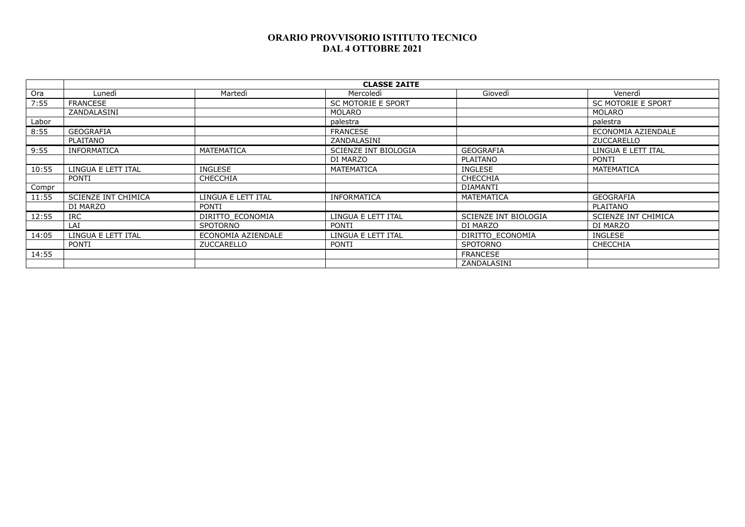**ORARIO PROVVISORIO ISTITUTO TECNICO**
**DAL 4 OTTOBRE 2021**

| | **CLASSE 2AITE** | | | | |
|---|---|---|---|---|---|
| Ora | Lunedì | Martedì | Mercoledì | Giovedì | Venerdì |
| 7:55 | FRANCESE | | SC MOTORIE E SPORT | | SC MOTORIE E SPORT |
| | ZANDALASINI | | MOLARO | | MOLARO |
| Labor | | | palestra | | palestra |
| 8:55 | GEOGRAFIA | | FRANCESE | | ECONOMIA AZIENDALE |
| | PLAITANO | | ZANDALASINI | | ZUCCARELLO |
| 9:55 | INFORMATICA | MATEMATICA | SCIENZE INT BIOLOGIA | GEOGRAFIA | LINGUA E LETT ITAL |
| | | | DI MARZO | PLAITANO | PONTI |
| 10:55 | LINGUA E LETT ITAL | INGLESE | MATEMATICA | INGLESE | MATEMATICA |
| | PONTI | CHECCHIA | | CHECCHIA | |
| Compr | | | | DIAMANTI | |
| 11:55 | SCIENZE INT CHIMICA | LINGUA E LETT ITAL | INFORMATICA | MATEMATICA | GEOGRAFIA |
| | DI MARZO | PONTI | | | PLAITANO |
| 12:55 | IRC | DIRITTO_ECONOMIA | LINGUA E LETT ITAL | SCIENZE INT BIOLOGIA | SCIENZE INT CHIMICA |
| | LAI | SPOTORNO | PONTI | DI MARZO | DI MARZO |
| 14:05 | LINGUA E LETT ITAL | ECONOMIA AZIENDALE | LINGUA E LETT ITAL | DIRITTO_ECONOMIA | INGLESE |
| | PONTI | ZUCCARELLO | PONTI | SPOTORNO | CHECCHIA |
| 14:55 | | | | FRANCESE | |
| | | | | ZANDALASINI | |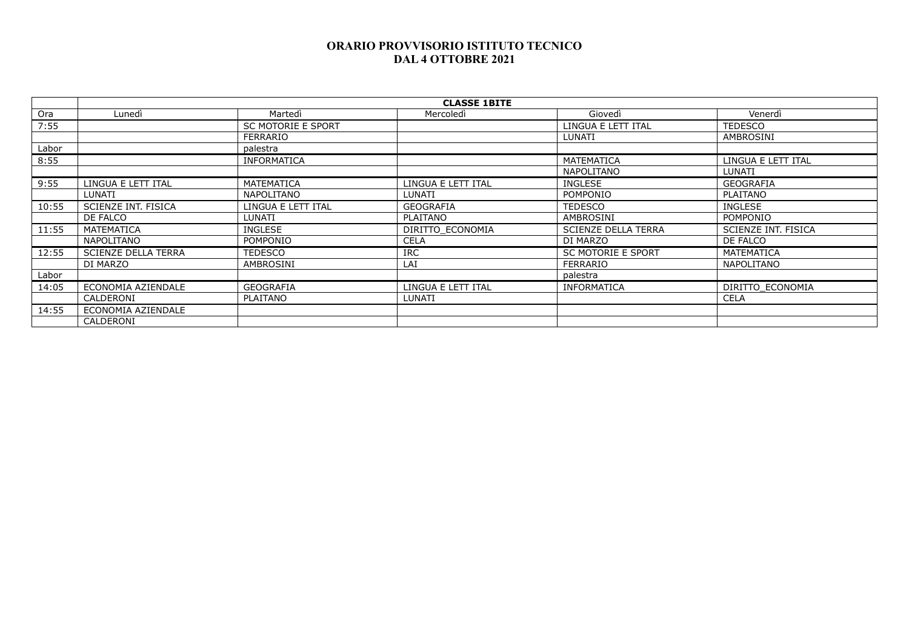# ORARIO PROVVISORIO ISTITUTO TECNICO
# DAL 4 OTTOBRE 2021

| | **CLASSE 1BITE** | | | | |
|---|---|---|---|---|---|
| Ora | Lunedì | Martedì | Mercoledì | Giovedì | Venerdì |
| 7:55 | | SC MOTORIE E SPORT | | LINGUA E LETT ITAL | TEDESCO |
| | | FERRARIO | | LUNATI | AMBROSINI |
| Labor | | palestra | | | |
| 8:55 | | INFORMATICA | | MATEMATICA | LINGUA E LETT ITAL |
| | | | | NAPOLITANO | LUNATI |
| 9:55 | LINGUA E LETT ITAL | MATEMATICA | LINGUA E LETT ITAL | INGLESE | GEOGRAFIA |
| | LUNATI | NAPOLITANO | LUNATI | POMPONIO | PLAITANO |
| 10:55 | SCIENZE INT. FISICA | LINGUA E LETT ITAL | GEOGRAFIA | TEDESCO | INGLESE |
| | DE FALCO | LUNATI | PLAITANO | AMBROSINI | POMPONIO |
| 11:55 | MATEMATICA | INGLESE | DIRITTO_ECONOMIA | SCIENZE DELLA TERRA | SCIENZE INT. FISICA |
| | NAPOLITANO | POMPONIO | CELA | DI MARZO | DE FALCO |
| 12:55 | SCIENZE DELLA TERRA | TEDESCO | IRC | SC MOTORIE E SPORT | MATEMATICA |
| | DI MARZO | AMBROSINI | LAI | FERRARIO | NAPOLITANO |
| Labor | | | | palestra | |
| 14:05 | ECONOMIA AZIENDALE | GEOGRAFIA | LINGUA E LETT ITAL | INFORMATICA | DIRITTO_ECONOMIA |
| | CALDERONI | PLAITANO | LUNATI | | CELA |
| 14:55 | ECONOMIA AZIENDALE | | | | |
| | CALDERONI | | | | |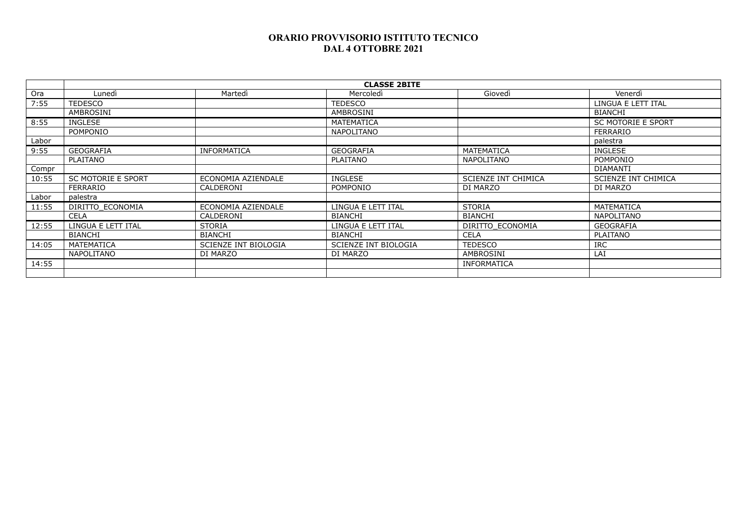# ORARIO PROVVISORIO ISTITUTO TECNICO
## DAL 4 OTTOBRE 2021

| | **CLASSE 2BITE** | | | | |
|---|---|---|---|---|---|
| Ora | Lunedì | Martedì | Mercoledì | Giovedì | Venerdì |
| 7:55 | TEDESCO | | TEDESCO | | LINGUA E LETT ITAL |
| | AMBROSINI | | AMBROSINI | | BIANCHI |
| 8:55 | INGLESE | | MATEMATICA | | SC MOTORIE E SPORT |
| | POMPONIO | | NAPOLITANO | | FERRARIO |
| Labor | | | | | palestra |
| 9:55 | GEOGRAFIA | INFORMATICA | GEOGRAFIA | MATEMATICA | INGLESE |
| | PLAITANO | | PLAITANO | NAPOLITANO | POMPONIO |
| Compr | | | | | DIAMANTI |
| 10:55 | SC MOTORIE E SPORT | ECONOMIA AZIENDALE | INGLESE | SCIENZE INT CHIMICA | SCIENZE INT CHIMICA |
| | FERRARIO | CALDERONI | POMPONIO | DI MARZO | DI MARZO |
| Labor | palestra | | | | |
| 11:55 | DIRITTO_ECONOMIA | ECONOMIA AZIENDALE | LINGUA E LETT ITAL | STORIA | MATEMATICA |
| | CELA | CALDERONI | BIANCHI | BIANCHI | NAPOLITANO |
| 12:55 | LINGUA E LETT ITAL | STORIA | LINGUA E LETT ITAL | DIRITTO_ECONOMIA | GEOGRAFIA |
| | BIANCHI | BIANCHI | BIANCHI | CELA | PLAITANO |
| 14:05 | MATEMATICA | SCIENZE INT BIOLOGIA | SCIENZE INT BIOLOGIA | TEDESCO | IRC |
| | NAPOLITANO | DI MARZO | DI MARZO | AMBROSINI | LAI |
| 14:55 | | | | INFORMATICA | |
| | | | | | |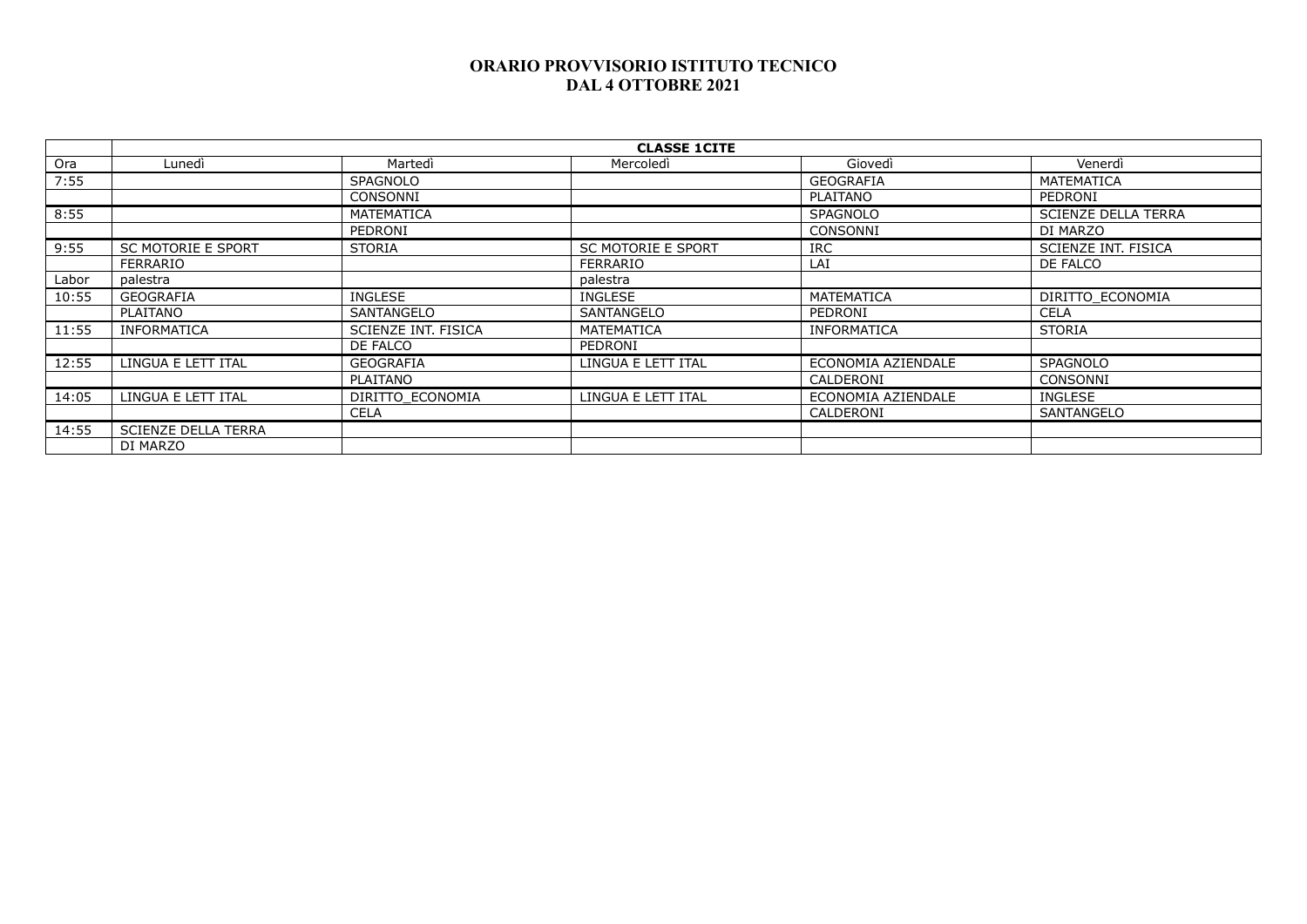# ORARIO PROVVISORIO ISTITUTO TECNICO
# DAL 4 OTTOBRE 2021

| | CLASSE 1CITE | | | | |
|---|---|---|---|---|---|
| Ora | Lunedì | Martedì | Mercoledì | Giovedì | Venerdì |
| 7:55 | | SPAGNOLO | | GEOGRAFIA | MATEMATICA |
| | | CONSONNI | | PLAITANO | PEDRONI |
| 8:55 | | MATEMATICA | | SPAGNOLO | SCIENZE DELLA TERRA |
| | | PEDRONI | | CONSONNI | DI MARZO |
| 9:55 | SC MOTORIE E SPORT | STORIA | SC MOTORIE E SPORT | IRC | SCIENZE INT. FISICA |
| | FERRARIO | | FERRARIO | LAI | DE FALCO |
| Labor | palestra | | palestra | | |
| 10:55 | GEOGRAFIA | INGLESE | INGLESE | MATEMATICA | DIRITTO_ECONOMIA |
| | PLAITANO | SANTANGELO | SANTANGELO | PEDRONI | CELA |
| 11:55 | INFORMATICA | SCIENZE INT. FISICA | MATEMATICA | INFORMATICA | STORIA |
| | | DE FALCO | PEDRONI | | |
| 12:55 | LINGUA E LETT ITAL | GEOGRAFIA | LINGUA E LETT ITAL | ECONOMIA AZIENDALE | SPAGNOLO |
| | | PLAITANO | | CALDERONI | CONSONNI |
| 14:05 | LINGUA E LETT ITAL | DIRITTO_ECONOMIA | LINGUA E LETT ITAL | ECONOMIA AZIENDALE | INGLESE |
| | | CELA | | CALDERONI | SANTANGELO |
| 14:55 | SCIENZE DELLA TERRA | | | | |
| | DI MARZO | | | | |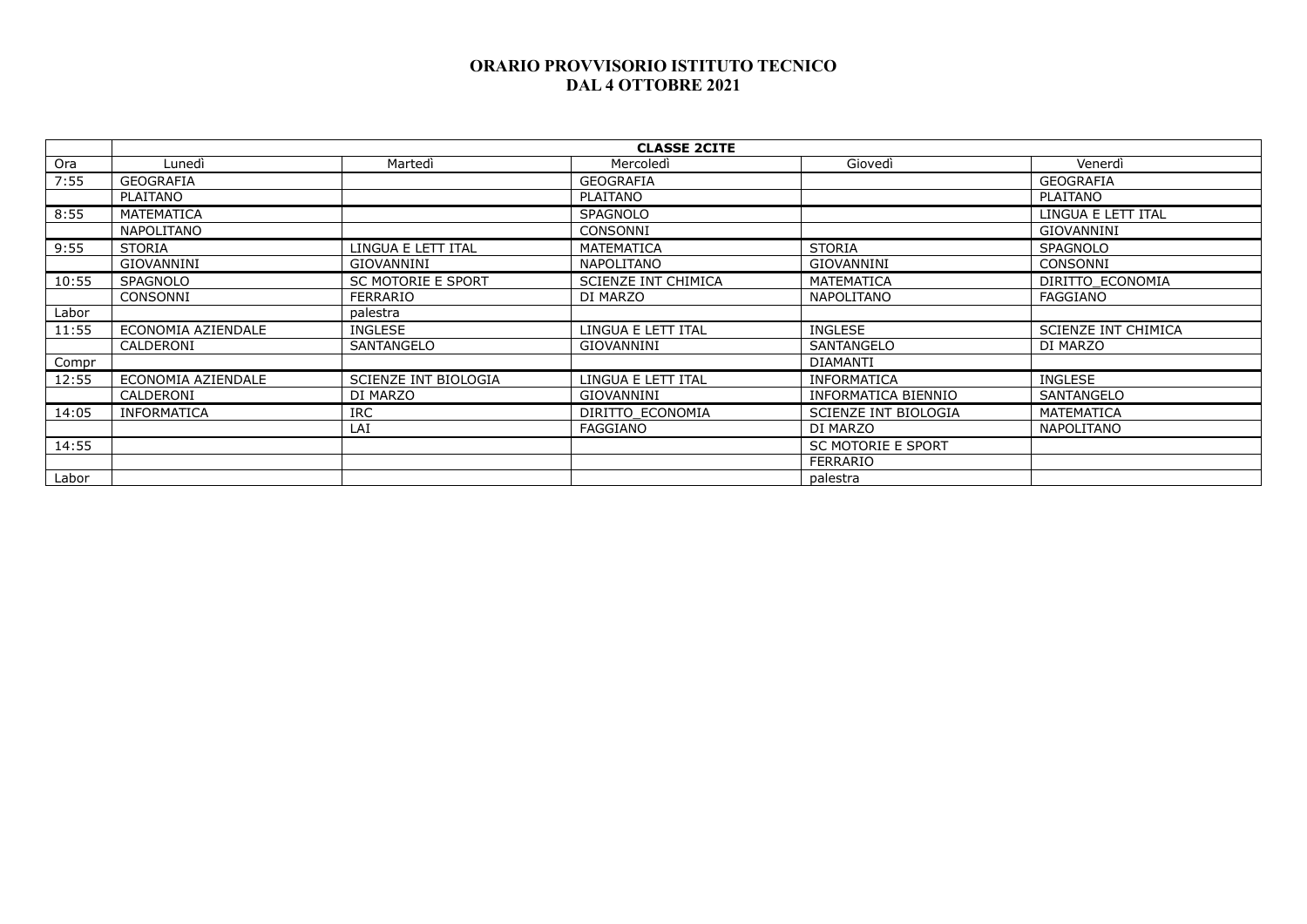**ORARIO PROVVISORIO ISTITUTO TECNICO**
**DAL 4 OTTOBRE 2021**

| | **CLASSE 2CITE** | | | | |
|---|---|---|---|---|---|
| Ora | Lunedì | Martedì | Mercoledì | Giovedì | Venerdì |
| 7:55 | GEOGRAFIA | | GEOGRAFIA | | GEOGRAFIA |
| | PLAITANO | | PLAITANO | | PLAITANO |
| 8:55 | MATEMATICA | | SPAGNOLO | | LINGUA E LETT ITAL |
| | NAPOLITANO | | CONSONNI | | GIOVANNINI |
| 9:55 | STORIA | LINGUA E LETT ITAL | MATEMATICA | STORIA | SPAGNOLO |
| | GIOVANNINI | GIOVANNINI | NAPOLITANO | GIOVANNINI | CONSONNI |
| 10:55 | SPAGNOLO | SC MOTORIE E SPORT | SCIENZE INT CHIMICA | MATEMATICA | DIRITTO_ECONOMIA |
| | CONSONNI | FERRARIO | DI MARZO | NAPOLITANO | FAGGIANO |
| Labor | | palestra | | | |
| 11:55 | ECONOMIA AZIENDALE | INGLESE | LINGUA E LETT ITAL | INGLESE | SCIENZE INT CHIMICA |
| | CALDERONI | SANTANGELO | GIOVANNINI | SANTANGELO | DI MARZO |
| Compr | | | | DIAMANTI | |
| 12:55 | ECONOMIA AZIENDALE | SCIENZE INT BIOLOGIA | LINGUA E LETT ITAL | INFORMATICA | INGLESE |
| | CALDERONI | DI MARZO | GIOVANNINI | INFORMATICA BIENNIO | SANTANGELO |
| 14:05 | INFORMATICA | IRC | DIRITTO_ECONOMIA | SCIENZE INT BIOLOGIA | MATEMATICA |
| | | LAI | FAGGIANO | DI MARZO | NAPOLITANO |
| 14:55 | | | | SC MOTORIE E SPORT | |
| | | | | FERRARIO | |
| Labor | | | | palestra | |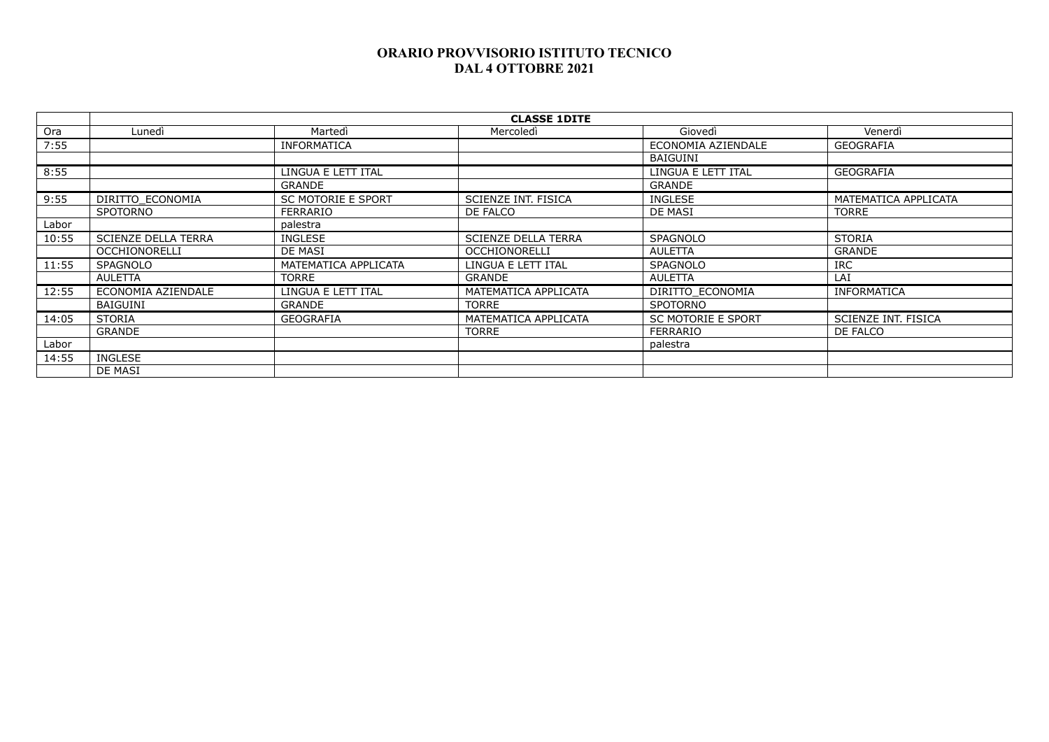# ORARIO PROVVISORIO ISTITUTO TECNICO
# DAL 4 OTTOBRE 2021

| | **CLASSE 1DITE** | | | | |
|---|---|---|---|---|---|
| Ora | Lunedì | Martedì | Mercoledì | Giovedì | Venerdì |
| 7:55 | | INFORMATICA | | ECONOMIA AZIENDALE | GEOGRAFIA |
| | | | | BAIGUINI | |
| 8:55 | | LINGUA E LETT ITAL | | LINGUA E LETT ITAL | GEOGRAFIA |
| | | GRANDE | | GRANDE | |
| 9:55 | DIRITTO_ECONOMIA | SC MOTORIE E SPORT | SCIENZE INT. FISICA | INGLESE | MATEMATICA APPLICATA |
| | SPOTORNO | FERRARIO | DE FALCO | DE MASI | TORRE |
| Labor | | palestra | | | |
| 10:55 | SCIENZE DELLA TERRA | INGLESE | SCIENZE DELLA TERRA | SPAGNOLO | STORIA |
| | OCCHIONORELLI | DE MASI | OCCHIONORELLI | AULETTA | GRANDE |
| 11:55 | SPAGNOLO | MATEMATICA APPLICATA | LINGUA E LETT ITAL | SPAGNOLO | IRC |
| | AULETTA | TORRE | GRANDE | AULETTA | LAI |
| 12:55 | ECONOMIA AZIENDALE | LINGUA E LETT ITAL | MATEMATICA APPLICATA | DIRITTO_ECONOMIA | INFORMATICA |
| | BAIGUINI | GRANDE | TORRE | SPOTORNO | |
| 14:05 | STORIA | GEOGRAFIA | MATEMATICA APPLICATA | SC MOTORIE E SPORT | SCIENZE INT. FISICA |
| | GRANDE | | TORRE | FERRARIO | DE FALCO |
| Labor | | | | palestra | |
| 14:55 | INGLESE | | | | |
| | DE MASI | | | | |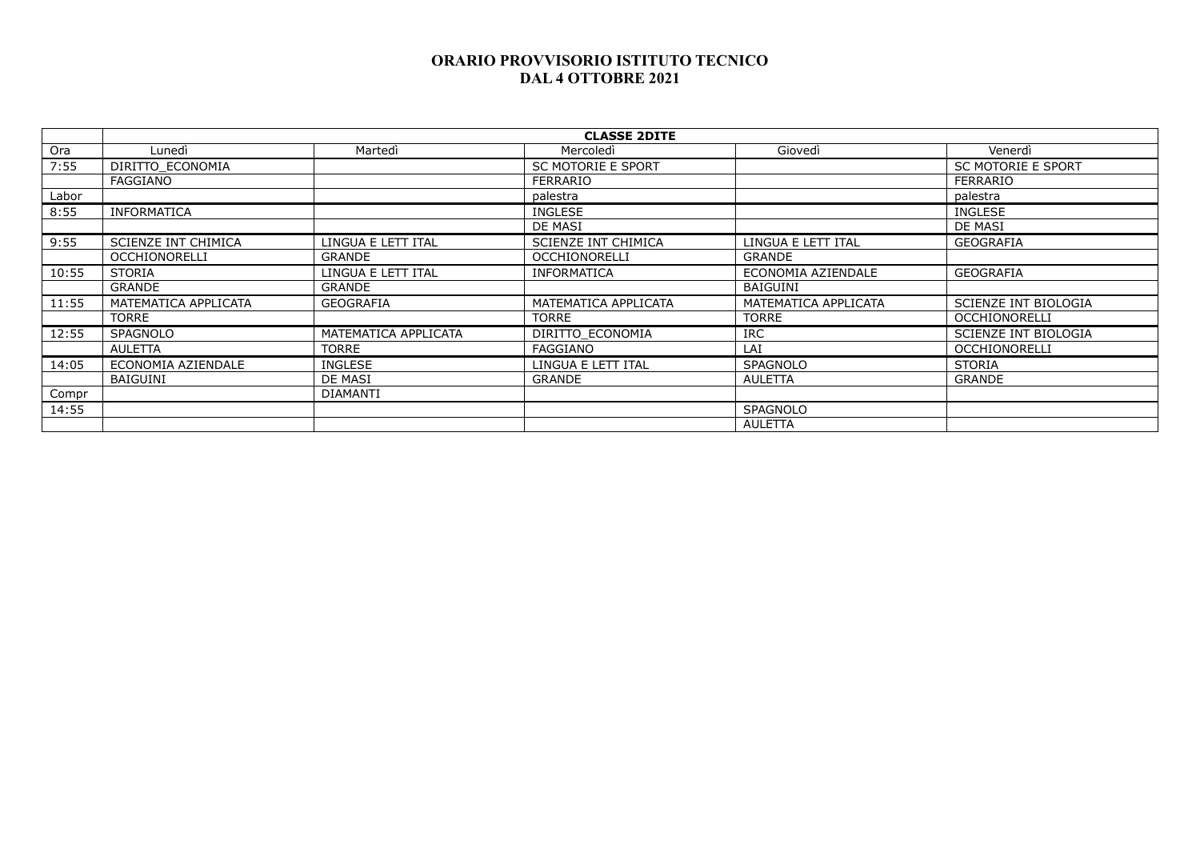**ORARIO PROVVISORIO ISTITUTO TECNICO**
**DAL 4 OTTOBRE 2021**

| | **CLASSE 2DITE** | | | | |
|---|---|---|---|---|---|
| Ora | Lunedì | Martedì | Mercoledì | Giovedì | Venerdì |
| 7:55 | DIRITTO_ECONOMIA | | SC MOTORIE E SPORT | | SC MOTORIE E SPORT |
| | FAGGIANO | | FERRARIO | | FERRARIO |
| Labor | | | palestra | | palestra |
| 8:55 | INFORMATICA | | INGLESE | | INGLESE |
| | | | DE MASI | | DE MASI |
| 9:55 | SCIENZE INT CHIMICA | LINGUA E LETT ITAL | SCIENZE INT CHIMICA | LINGUA E LETT ITAL | GEOGRAFIA |
| | OCCHIONORELLI | GRANDE | OCCHIONORELLI | GRANDE | |
| 10:55 | STORIA | LINGUA E LETT ITAL | INFORMATICA | ECONOMIA AZIENDALE | GEOGRAFIA |
| | GRANDE | GRANDE | | BAIGUINI | |
| 11:55 | MATEMATICA APPLICATA | GEOGRAFIA | MATEMATICA APPLICATA | MATEMATICA APPLICATA | SCIENZE INT BIOLOGIA |
| | TORRE | | TORRE | TORRE | OCCHIONORELLI |
| 12:55 | SPAGNOLO | MATEMATICA APPLICATA | DIRITTO_ECONOMIA | IRC | SCIENZE INT BIOLOGIA |
| | AULETTA | TORRE | FAGGIANO | LAI | OCCHIONORELLI |
| 14:05 | ECONOMIA AZIENDALE | INGLESE | LINGUA E LETT ITAL | SPAGNOLO | STORIA |
| | BAIGUINI | DE MASI | GRANDE | AULETTA | GRANDE |
| Compr | | DIAMANTI | | | |
| 14:55 | | | | SPAGNOLO | |
| | | | | AULETTA | |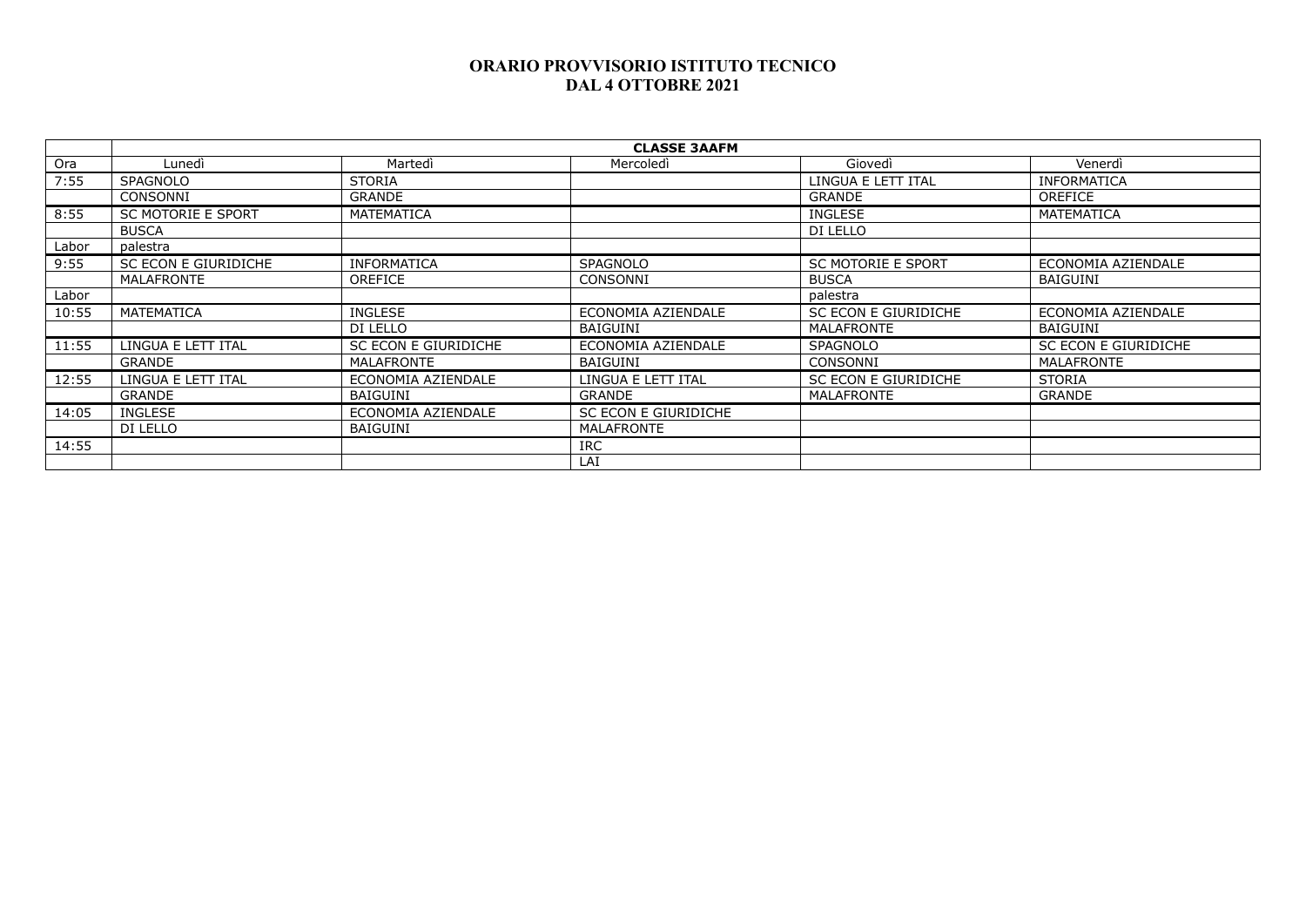# ORARIO PROVVISORIO ISTITUTO TECNICO
# DAL 4 OTTOBRE 2021

| | CLASSE 3AAFM | | | | |
|---|---|---|---|---|---|
| Ora | Lunedì | Martedì | Mercoledì | Giovedì | Venerdì |
| 7:55 | SPAGNOLO | STORIA | | LINGUA E LETT ITAL | INFORMATICA |
| | CONSONNI | GRANDE | | GRANDE | OREFICE |
| 8:55 | SC MOTORIE E SPORT | MATEMATICA | | INGLESE | MATEMATICA |
| | BUSCA | | | DI LELLO | |
| Labor | palestra | | | | |
| 9:55 | SC ECON E GIURIDICHE | INFORMATICA | SPAGNOLO | SC MOTORIE E SPORT | ECONOMIA AZIENDALE |
| | MALAFRONTE | OREFICE | CONSONNI | BUSCA | BAIGUINI |
| Labor | | | | palestra | |
| 10:55 | MATEMATICA | INGLESE | ECONOMIA AZIENDALE | SC ECON E GIURIDICHE | ECONOMIA AZIENDALE |
| | | DI LELLO | BAIGUINI | MALAFRONTE | BAIGUINI |
| 11:55 | LINGUA E LETT ITAL | SC ECON E GIURIDICHE | ECONOMIA AZIENDALE | SPAGNOLO | SC ECON E GIURIDICHE |
| | GRANDE | MALAFRONTE | BAIGUINI | CONSONNI | MALAFRONTE |
| 12:55 | LINGUA E LETT ITAL | ECONOMIA AZIENDALE | LINGUA E LETT ITAL | SC ECON E GIURIDICHE | STORIA |
| | GRANDE | BAIGUINI | GRANDE | MALAFRONTE | GRANDE |
| 14:05 | INGLESE | ECONOMIA AZIENDALE | SC ECON E GIURIDICHE | | |
| | DI LELLO | BAIGUINI | MALAFRONTE | | |
| 14:55 | | | IRC | | |
| | | | LAI | | |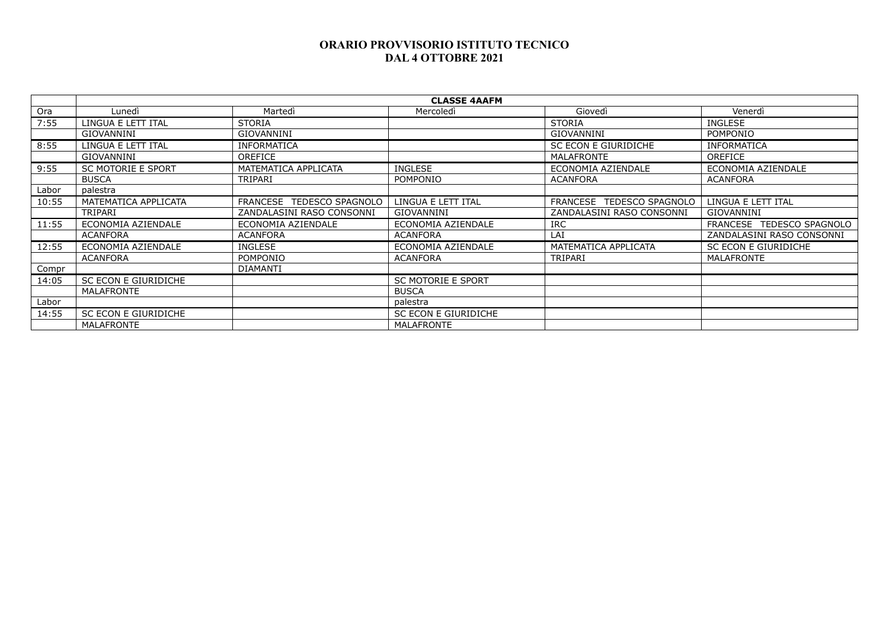# ORARIO PROVVISORIO ISTITUTO TECNICO
# DAL 4 OTTOBRE 2021

| | **CLASSE 4AAFM** | | | | |
|---|---|---|---|---|---|
| Ora | Lunedì | Martedì | Mercoledì | Giovedì | Venerdì |
| 7:55 | LINGUA E LETT ITAL | STORIA | | STORIA | INGLESE |
| | GIOVANNINI | GIOVANNINI | | GIOVANNINI | POMPONIO |
| 8:55 | LINGUA E LETT ITAL | INFORMATICA | | SC ECON E GIURIDICHE | INFORMATICA |
| | GIOVANNINI | OREFICE | | MALAFRONTE | OREFICE |
| 9:55 | SC MOTORIE E SPORT | MATEMATICA APPLICATA | INGLESE | ECONOMIA AZIENDALE | ECONOMIA AZIENDALE |
| | BUSCA | TRIPARI | POMPONIO | ACANFORA | ACANFORA |
| Labor | palestra | | | | |
| 10:55 | MATEMATICA APPLICATA | FRANCESE TEDESCO SPAGNOLO | LINGUA E LETT ITAL | FRANCESE TEDESCO SPAGNOLO | LINGUA E LETT ITAL |
| | TRIPARI | ZANDALASINI RASO CONSONNI | GIOVANNINI | ZANDALASINI RASO CONSONNI | GIOVANNINI |
| 11:55 | ECONOMIA AZIENDALE | ECONOMIA AZIENDALE | ECONOMIA AZIENDALE | IRC | FRANCESE TEDESCO SPAGNOLO |
| | ACANFORA | ACANFORA | ACANFORA | LAI | ZANDALASINI RASO CONSONNI |
| 12:55 | ECONOMIA AZIENDALE | INGLESE | ECONOMIA AZIENDALE | MATEMATICA APPLICATA | SC ECON E GIURIDICHE |
| | ACANFORA | POMPONIO | ACANFORA | TRIPARI | MALAFRONTE |
| Compr | | DIAMANTI | | | |
| 14:05 | SC ECON E GIURIDICHE | | SC MOTORIE E SPORT | | |
| | MALAFRONTE | | BUSCA | | |
| Labor | | | palestra | | |
| 14:55 | SC ECON E GIURIDICHE | | SC ECON E GIURIDICHE | | |
| | MALAFRONTE | | MALAFRONTE | | |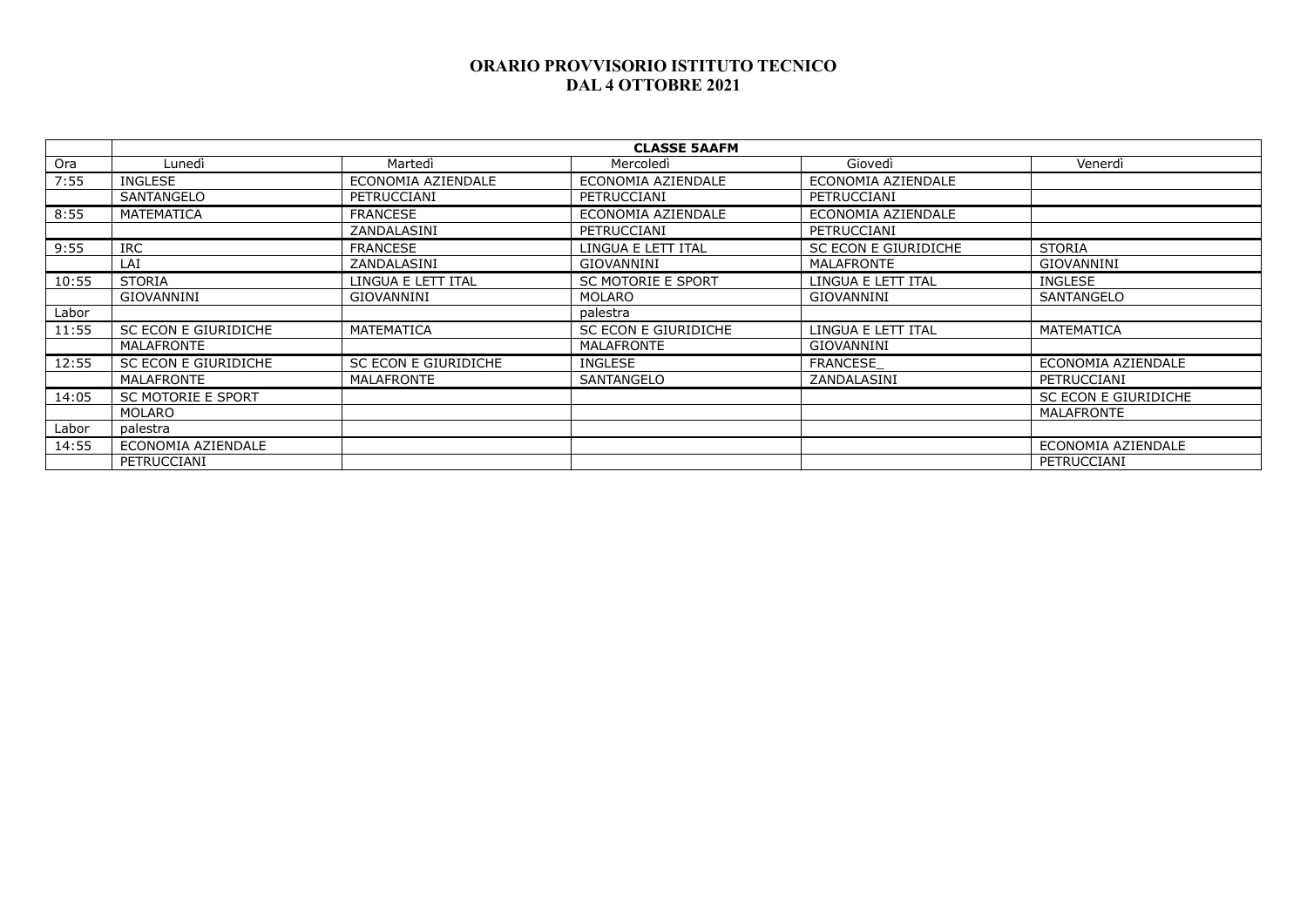# ORARIO PROVVISORIO ISTITUTO TECNICO
# DAL 4 OTTOBRE 2021

| | CLASSE 5AAFM | | | | |
|---|---|---|---|---|---|
| Ora | Lunedì | Martedì | Mercoledì | Giovedì | Venerdì |
| 7:55 | INGLESE | ECONOMIA AZIENDALE | ECONOMIA AZIENDALE | ECONOMIA AZIENDALE | |
| | SANTANGELO | PETRUCCIANI | PETRUCCIANI | PETRUCCIANI | |
| 8:55 | MATEMATICA | FRANCESE | ECONOMIA AZIENDALE | ECONOMIA AZIENDALE | |
| | | ZANDALASINI | PETRUCCIANI | PETRUCCIANI | |
| 9:55 | IRC | FRANCESE | LINGUA E LETT ITAL | SC ECON E GIURIDICHE | STORIA |
| | LAI | ZANDALASINI | GIOVANNINI | MALAFRONTE | GIOVANNINI |
| 10:55 | STORIA | LINGUA E LETT ITAL | SC MOTORIE E SPORT | LINGUA E LETT ITAL | INGLESE |
| | GIOVANNINI | GIOVANNINI | MOLARO | GIOVANNINI | SANTANGELO |
| Labor | | | palestra | | |
| 11:55 | SC ECON E GIURIDICHE | MATEMATICA | SC ECON E GIURIDICHE | LINGUA E LETT ITAL | MATEMATICA |
| | MALAFRONTE | | MALAFRONTE | GIOVANNINI | |
| 12:55 | SC ECON E GIURIDICHE | SC ECON E GIURIDICHE | INGLESE | FRANCESE_ | ECONOMIA AZIENDALE |
| | MALAFRONTE | MALAFRONTE | SANTANGELO | ZANDALASINI | PETRUCCIANI |
| 14:05 | SC MOTORIE E SPORT | | | | SC ECON E GIURIDICHE |
| | MOLARO | | | | MALAFRONTE |
| Labor | palestra | | | | |
| 14:55 | ECONOMIA AZIENDALE | | | | ECONOMIA AZIENDALE |
| | PETRUCCIANI | | | | PETRUCCIANI |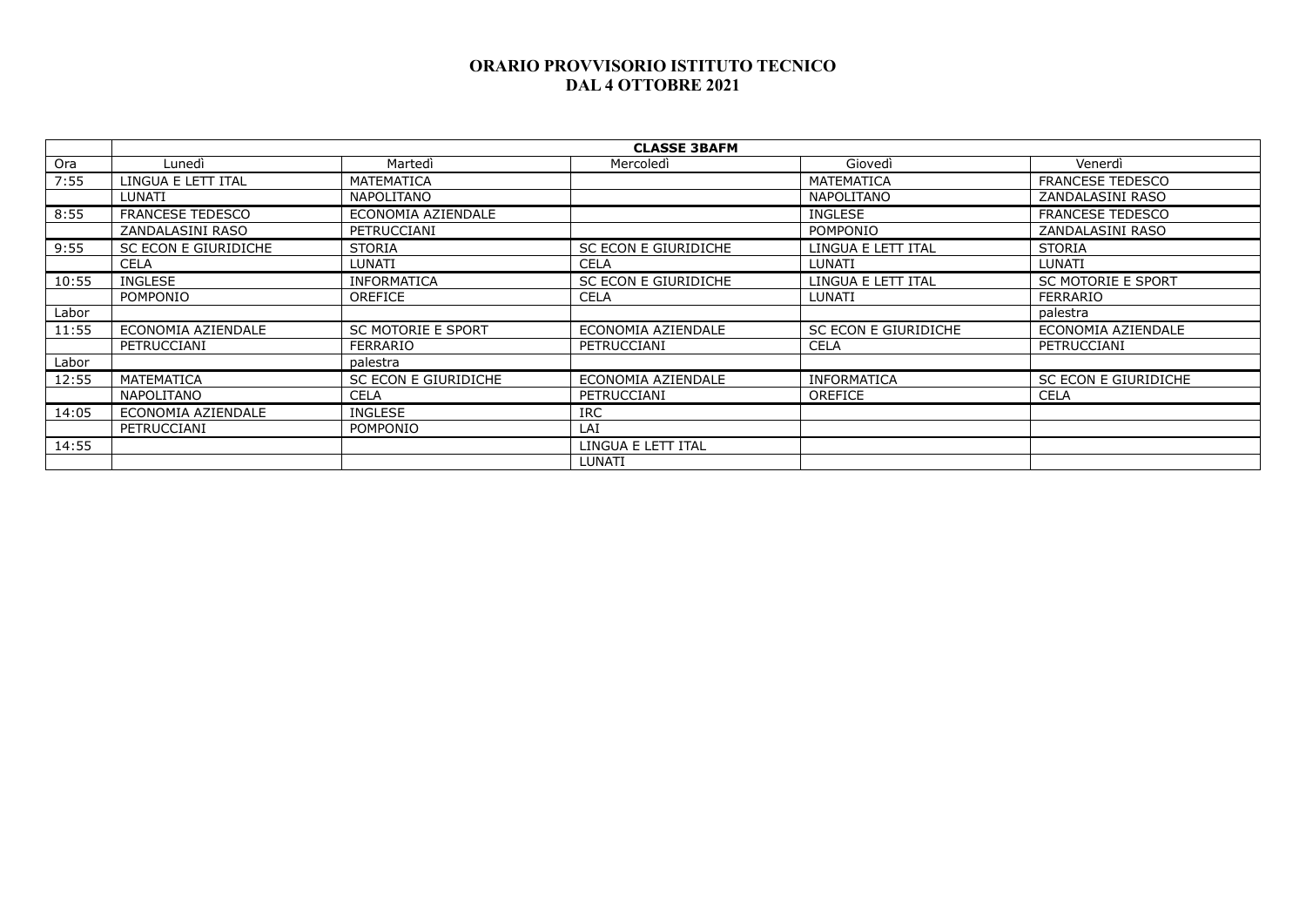**ORARIO PROVVISORIO ISTITUTO TECNICO**
**DAL 4 OTTOBRE 2021**

| | **CLASSE 3BAFM** | | | | |
|---|---|---|---|---|---|
| Ora | Lunedì | Martedì | Mercoledì | Giovedì | Venerdì |
| 7:55 | LINGUA E LETT ITAL | MATEMATICA | | MATEMATICA | FRANCESE TEDESCO |
| | LUNATI | NAPOLITANO | | NAPOLITANO | ZANDALASINI RASO |
| 8:55 | FRANCESE TEDESCO | ECONOMIA AZIENDALE | | INGLESE | FRANCESE TEDESCO |
| | ZANDALASINI RASO | PETRUCCIANI | | POMPONIO | ZANDALASINI RASO |
| 9:55 | SC ECON E GIURIDICHE | STORIA | SC ECON E GIURIDICHE | LINGUA E LETT ITAL | STORIA |
| | CELA | LUNATI | CELA | LUNATI | LUNATI |
| 10:55 | INGLESE | INFORMATICA | SC ECON E GIURIDICHE | LINGUA E LETT ITAL | SC MOTORIE E SPORT |
| | POMPONIO | OREFICE | CELA | LUNATI | FERRARIO |
| Labor | | | | | palestra |
| 11:55 | ECONOMIA AZIENDALE | SC MOTORIE E SPORT | ECONOMIA AZIENDALE | SC ECON E GIURIDICHE | ECONOMIA AZIENDALE |
| | PETRUCCIANI | FERRARIO | PETRUCCIANI | CELA | PETRUCCIANI |
| Labor | | palestra | | | |
| 12:55 | MATEMATICA | SC ECON E GIURIDICHE | ECONOMIA AZIENDALE | INFORMATICA | SC ECON E GIURIDICHE |
| | NAPOLITANO | CELA | PETRUCCIANI | OREFICE | CELA |
| 14:05 | ECONOMIA AZIENDALE | INGLESE | IRC | | |
| | PETRUCCIANI | POMPONIO | LAI | | |
| 14:55 | | | LINGUA E LETT ITAL | | |
| | | | LUNATI | | |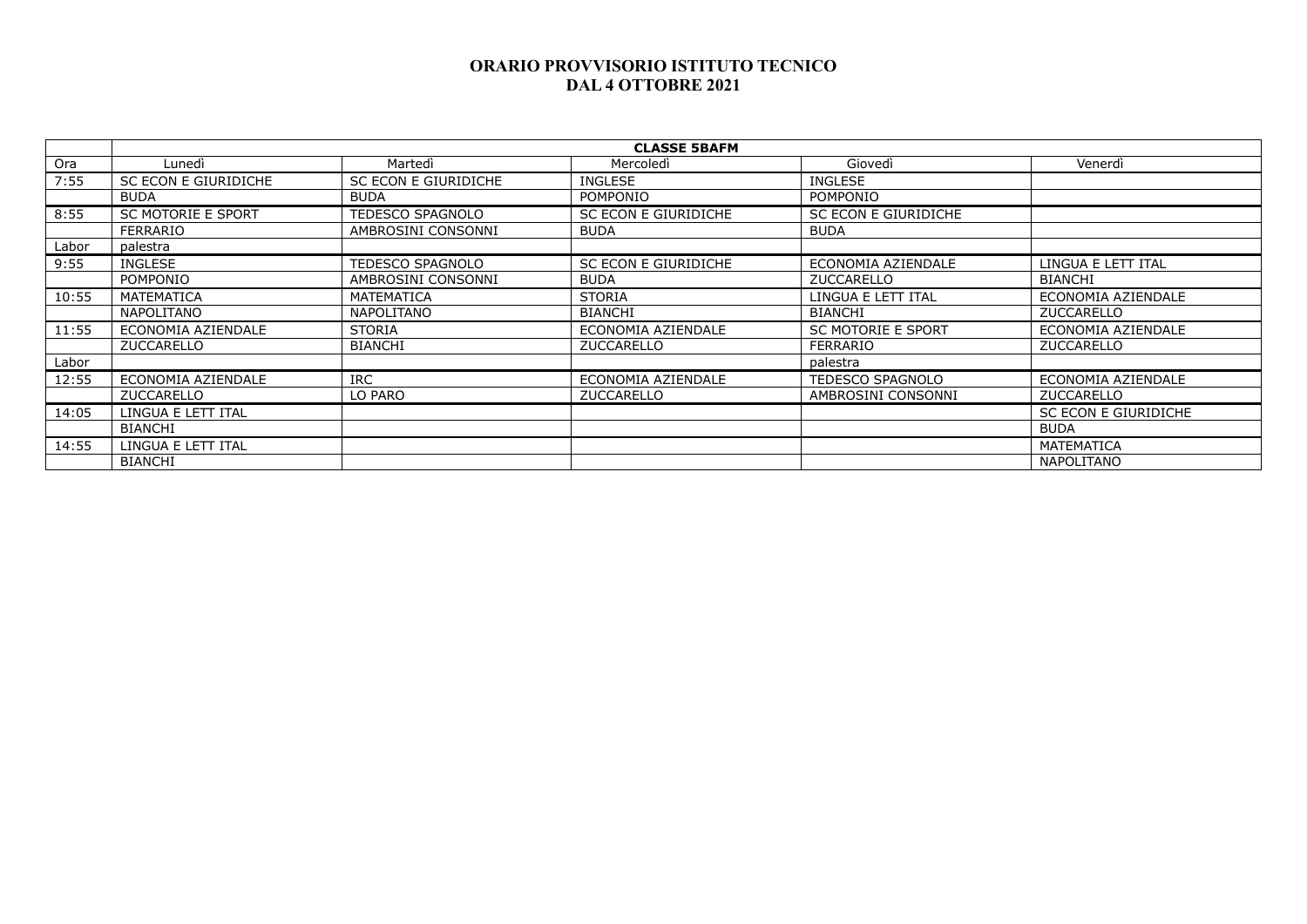# ORARIO PROVVISORIO ISTITUTO TECNICO
## DAL 4 OTTOBRE 2021

| | CLASSE 5BAFM | | | | |
|---|---|---|---|---|---|
| Ora | Lunedì | Martedì | Mercoledì | Giovedì | Venerdì |
| 7:55 | SC ECON E GIURIDICHE | SC ECON E GIURIDICHE | INGLESE | INGLESE | |
| | BUDA | BUDA | POMPONIO | POMPONIO | |
| 8:55 | SC MOTORIE E SPORT | TEDESCO SPAGNOLO | SC ECON E GIURIDICHE | SC ECON E GIURIDICHE | |
| | FERRARIO | AMBROSINI CONSONNI | BUDA | BUDA | |
| Labor | palestra | | | | |
| 9:55 | INGLESE | TEDESCO SPAGNOLO | SC ECON E GIURIDICHE | ECONOMIA AZIENDALE | LINGUA E LETT ITAL |
| | POMPONIO | AMBROSINI CONSONNI | BUDA | ZUCCARELLO | BIANCHI |
| 10:55 | MATEMATICA | MATEMATICA | STORIA | LINGUA E LETT ITAL | ECONOMIA AZIENDALE |
| | NAPOLITANO | NAPOLITANO | BIANCHI | BIANCHI | ZUCCARELLO |
| 11:55 | ECONOMIA AZIENDALE | STORIA | ECONOMIA AZIENDALE | SC MOTORIE E SPORT | ECONOMIA AZIENDALE |
| | ZUCCARELLO | BIANCHI | ZUCCARELLO | FERRARIO | ZUCCARELLO |
| Labor | | | | palestra | |
| 12:55 | ECONOMIA AZIENDALE | IRC | ECONOMIA AZIENDALE | TEDESCO SPAGNOLO | ECONOMIA AZIENDALE |
| | ZUCCARELLO | LO PARO | ZUCCARELLO | AMBROSINI CONSONNI | ZUCCARELLO |
| 14:05 | LINGUA E LETT ITAL | | | | SC ECON E GIURIDICHE |
| | BIANCHI | | | | BUDA |
| 14:55 | LINGUA E LETT ITAL | | | | MATEMATICA |
| | BIANCHI | | | | NAPOLITANO |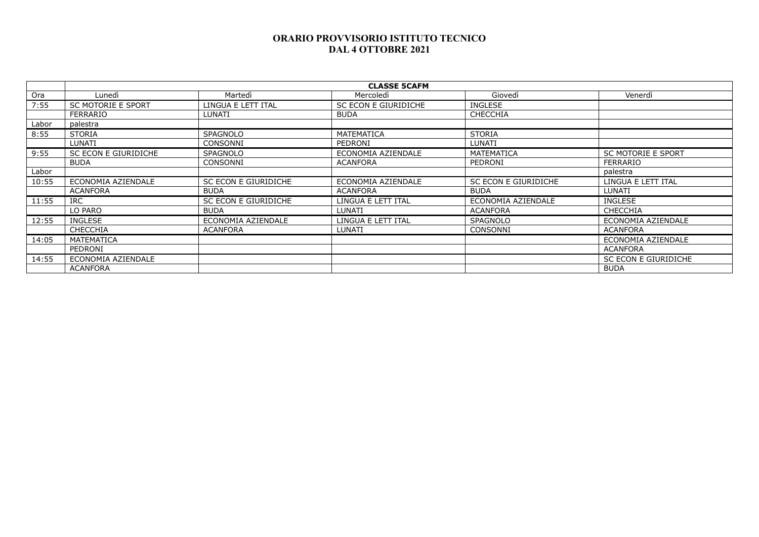# ORARIO PROVVISORIO ISTITUTO TECNICO
## DAL 4 OTTOBRE 2021

| | CLASSE 5CAFM | | | | |
|---|---|---|---|---|---|
| Ora | Lunedì | Martedì | Mercoledì | Giovedì | Venerdì |
| 7:55 | SC MOTORIE E SPORT | LINGUA E LETT ITAL | SC ECON E GIURIDICHE | INGLESE | |
| | FERRARIO | LUNATI | BUDA | CHECCHIA | |
| Labor | palestra | | | | |
| 8:55 | STORIA | SPAGNOLO | MATEMATICA | STORIA | |
| | LUNATI | CONSONNI | PEDRONI | LUNATI | |
| 9:55 | SC ECON E GIURIDICHE | SPAGNOLO | ECONOMIA AZIENDALE | MATEMATICA | SC MOTORIE E SPORT |
| | BUDA | CONSONNI | ACANFORA | PEDRONI | FERRARIO |
| Labor | | | | | palestra |
| 10:55 | ECONOMIA AZIENDALE | SC ECON E GIURIDICHE | ECONOMIA AZIENDALE | SC ECON E GIURIDICHE | LINGUA E LETT ITAL |
| | ACANFORA | BUDA | ACANFORA | BUDA | LUNATI |
| 11:55 | IRC | SC ECON E GIURIDICHE | LINGUA E LETT ITAL | ECONOMIA AZIENDALE | INGLESE |
| | LO PARO | BUDA | LUNATI | ACANFORA | CHECCHIA |
| 12:55 | INGLESE | ECONOMIA AZIENDALE | LINGUA E LETT ITAL | SPAGNOLO | ECONOMIA AZIENDALE |
| | CHECCHIA | ACANFORA | LUNATI | CONSONNI | ACANFORA |
| 14:05 | MATEMATICA | | | | ECONOMIA AZIENDALE |
| | PEDRONI | | | | ACANFORA |
| 14:55 | ECONOMIA AZIENDALE | | | | SC ECON E GIURIDICHE |
| | ACANFORA | | | | BUDA |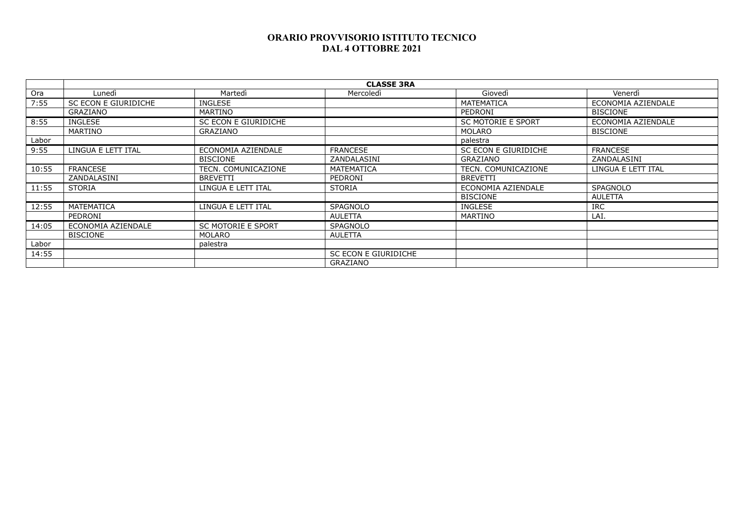# ORARIO PROVVISORIO ISTITUTO TECNICO
# DAL 4 OTTOBRE 2021

| | **CLASSE 3RA** | | | | |
|---|---|---|---|---|---|
| Ora | Lunedì | Martedì | Mercoledì | Giovedì | Venerdì |
| 7:55 | SC ECON E GIURIDICHE | INGLESE | | MATEMATICA | ECONOMIA AZIENDALE |
| | GRAZIANO | MARTINO | | PEDRONI | BISCIONE |
| 8:55 | INGLESE | SC ECON E GIURIDICHE | | SC MOTORIE E SPORT | ECONOMIA AZIENDALE |
| | MARTINO | GRAZIANO | | MOLARO | BISCIONE |
| Labor | | | | palestra | |
| 9:55 | LINGUA E LETT ITAL | ECONOMIA AZIENDALE | FRANCESE | SC ECON E GIURIDICHE | FRANCESE |
| | | BISCIONE | ZANDALASINI | GRAZIANO | ZANDALASINI |
| 10:55 | FRANCESE | TECN. COMUNICAZIONE | MATEMATICA | TECN. COMUNICAZIONE | LINGUA E LETT ITAL |
| | ZANDALASINI | BREVETTI | PEDRONI | BREVETTI | |
| 11:55 | STORIA | LINGUA E LETT ITAL | STORIA | ECONOMIA AZIENDALE | SPAGNOLO |
| | | | | BISCIONE | AULETTA |
| 12:55 | MATEMATICA | LINGUA E LETT ITAL | SPAGNOLO | INGLESE | IRC |
| | PEDRONI | | AULETTA | MARTINO | LAI. |
| 14:05 | ECONOMIA AZIENDALE | SC MOTORIE E SPORT | SPAGNOLO | | |
| | BISCIONE | MOLARO | AULETTA | | |
| Labor | | palestra | | | |
| 14:55 | | | SC ECON E GIURIDICHE | | |
| | | | GRAZIANO | | |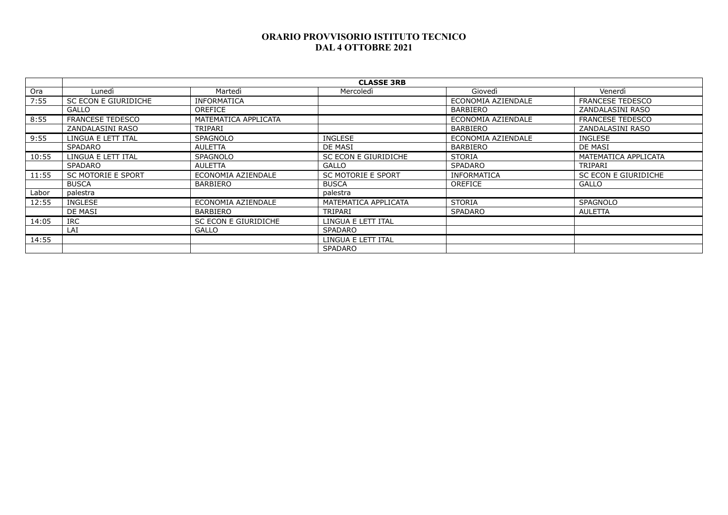# ORARIO PROVVISORIO ISTITUTO TECNICO
## DAL 4 OTTOBRE 2021

| | **CLASSE 3RB** | | | | |
|---|---|---|---|---|---|
| Ora | Lunedì | Martedì | Mercoledì | Giovedì | Venerdì |
| 7:55 | SC ECON E GIURIDICHE | INFORMATICA | | ECONOMIA AZIENDALE | FRANCESE TEDESCO |
| | GALLO | OREFICE | | BARBIERO | ZANDALASINI RASO |
| 8:55 | FRANCESE TEDESCO | MATEMATICA APPLICATA | | ECONOMIA AZIENDALE | FRANCESE TEDESCO |
| | ZANDALASINI RASO | TRIPARI | | BARBIERO | ZANDALASINI RASO |
| 9:55 | LINGUA E LETT ITAL | SPAGNOLO | INGLESE | ECONOMIA AZIENDALE | INGLESE |
| | SPADARO | AULETTA | DE MASI | BARBIERO | DE MASI |
| 10:55 | LINGUA E LETT ITAL | SPAGNOLO | SC ECON E GIURIDICHE | STORIA | MATEMATICA APPLICATA |
| | SPADARO | AULETTA | GALLO | SPADARO | TRIPARI |
| 11:55 | SC MOTORIE E SPORT | ECONOMIA AZIENDALE | SC MOTORIE E SPORT | INFORMATICA | SC ECON E GIURIDICHE |
| | BUSCA | BARBIERO | BUSCA | OREFICE | GALLO |
| Labor | palestra | | palestra | | |
| 12:55 | INGLESE | ECONOMIA AZIENDALE | MATEMATICA APPLICATA | STORIA | SPAGNOLO |
| | DE MASI | BARBIERO | TRIPARI | SPADARO | AULETTA |
| 14:05 | IRC | SC ECON E GIURIDICHE | LINGUA E LETT ITAL | | |
| | LAI | GALLO | SPADARO | | |
| 14:55 | | | LINGUA E LETT ITAL | | |
| | | | SPADARO | | |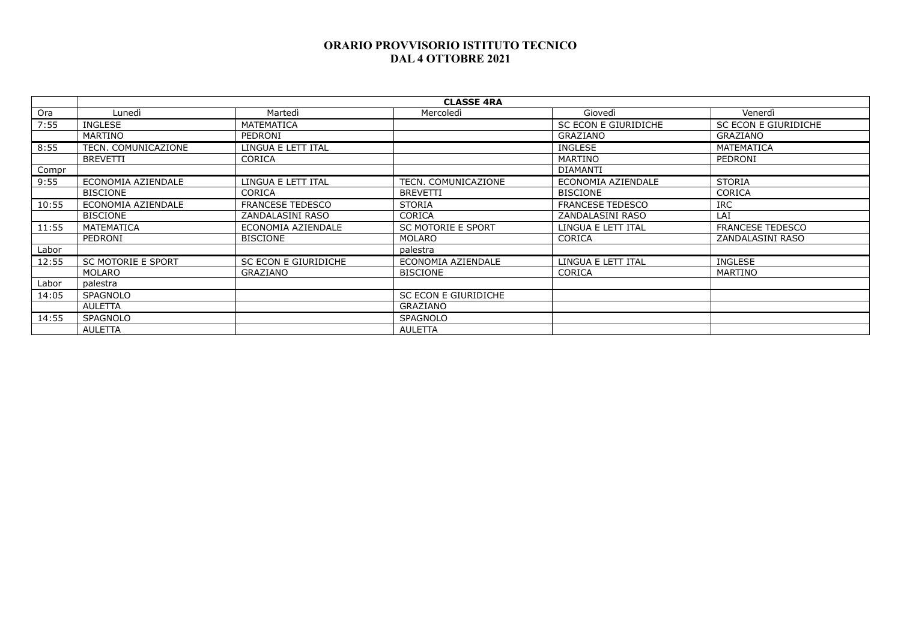**ORARIO PROVVISORIO ISTITUTO TECNICO**
**DAL 4 OTTOBRE 2021**

| | **CLASSE 4RA** | | | | |
|---|---|---|---|---|---|
| Ora | Lunedì | Martedì | Mercoledì | Giovedì | Venerdì |
| 7:55 | INGLESE | MATEMATICA | | SC ECON E GIURIDICHE | SC ECON E GIURIDICHE |
| | MARTINO | PEDRONI | | GRAZIANO | GRAZIANO |
| 8:55 | TECN. COMUNICAZIONE | LINGUA E LETT ITAL | | INGLESE | MATEMATICA |
| | BREVETTI | CORICA | | MARTINO | PEDRONI |
| Compr | | | | DIAMANTI | |
| 9:55 | ECONOMIA AZIENDALE | LINGUA E LETT ITAL | TECN. COMUNICAZIONE | ECONOMIA AZIENDALE | STORIA |
| | BISCIONE | CORICA | BREVETTI | BISCIONE | CORICA |
| 10:55 | ECONOMIA AZIENDALE | FRANCESE TEDESCO | STORIA | FRANCESE TEDESCO | IRC |
| | BISCIONE | ZANDALASINI RASO | CORICA | ZANDALASINI RASO | LAI |
| 11:55 | MATEMATICA | ECONOMIA AZIENDALE | SC MOTORIE E SPORT | LINGUA E LETT ITAL | FRANCESE TEDESCO |
| | PEDRONI | BISCIONE | MOLARO | CORICA | ZANDALASINI RASO |
| Labor | | | palestra | | |
| 12:55 | SC MOTORIE E SPORT | SC ECON E GIURIDICHE | ECONOMIA AZIENDALE | LINGUA E LETT ITAL | INGLESE |
| | MOLARO | GRAZIANO | BISCIONE | CORICA | MARTINO |
| Labor | palestra | | | | |
| 14:05 | SPAGNOLO | | SC ECON E GIURIDICHE | | |
| | AULETTA | | GRAZIANO | | |
| 14:55 | SPAGNOLO | | SPAGNOLO | | |
| | AULETTA | | AULETTA | | |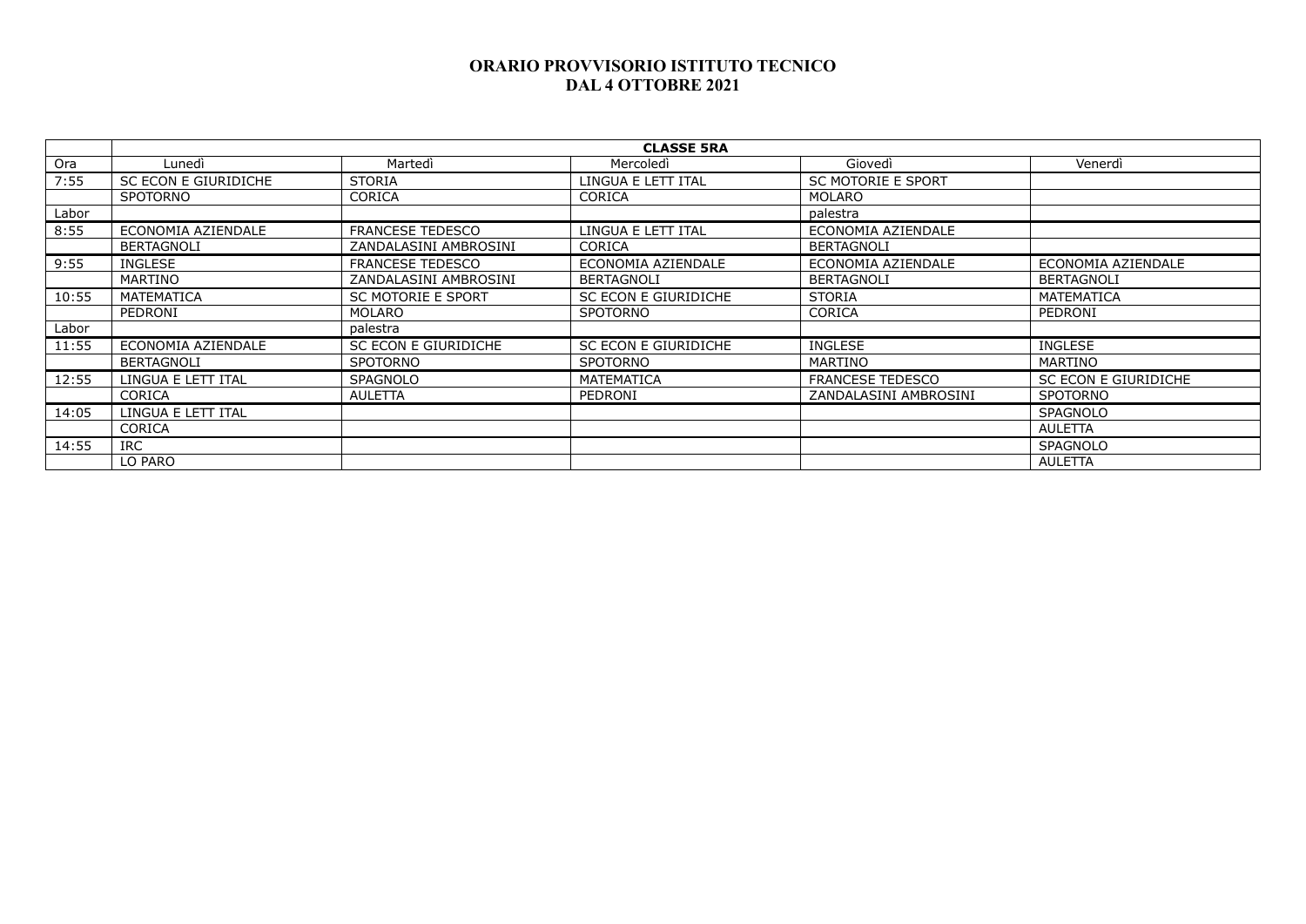**ORARIO PROVVISORIO ISTITUTO TECNICO**
**DAL 4 OTTOBRE 2021**

| | **CLASSE 5RA** | | | | |
|---|---|---|---|---|---|
| Ora | Lunedì | Martedì | Mercoledì | Giovedì | Venerdì |
| 7:55 | SC ECON E GIURIDICHE | STORIA | LINGUA E LETT ITAL | SC MOTORIE E SPORT | |
| | SPOTORNO | CORICA | CORICA | MOLARO | |
| Labor | | | | palestra | |
| 8:55 | ECONOMIA AZIENDALE | FRANCESE TEDESCO | LINGUA E LETT ITAL | ECONOMIA AZIENDALE | |
| | BERTAGNOLI | ZANDALASINI AMBROSINI | CORICA | BERTAGNOLI | |
| 9:55 | INGLESE | FRANCESE TEDESCO | ECONOMIA AZIENDALE | ECONOMIA AZIENDALE | ECONOMIA AZIENDALE |
| | MARTINO | ZANDALASINI AMBROSINI | BERTAGNOLI | BERTAGNOLI | BERTAGNOLI |
| 10:55 | MATEMATICA | SC MOTORIE E SPORT | SC ECON E GIURIDICHE | STORIA | MATEMATICA |
| | PEDRONI | MOLARO | SPOTORNO | CORICA | PEDRONI |
| Labor | | palestra | | | |
| 11:55 | ECONOMIA AZIENDALE | SC ECON E GIURIDICHE | SC ECON E GIURIDICHE | INGLESE | INGLESE |
| | BERTAGNOLI | SPOTORNO | SPOTORNO | MARTINO | MARTINO |
| 12:55 | LINGUA E LETT ITAL | SPAGNOLO | MATEMATICA | FRANCESE TEDESCO | SC ECON E GIURIDICHE |
| | CORICA | AULETTA | PEDRONI | ZANDALASINI AMBROSINI | SPOTORNO |
| 14:05 | LINGUA E LETT ITAL | | | | SPAGNOLO |
| | CORICA | | | | AULETTA |
| 14:55 | IRC | | | | SPAGNOLO |
| | LO PARO | | | | AULETTA |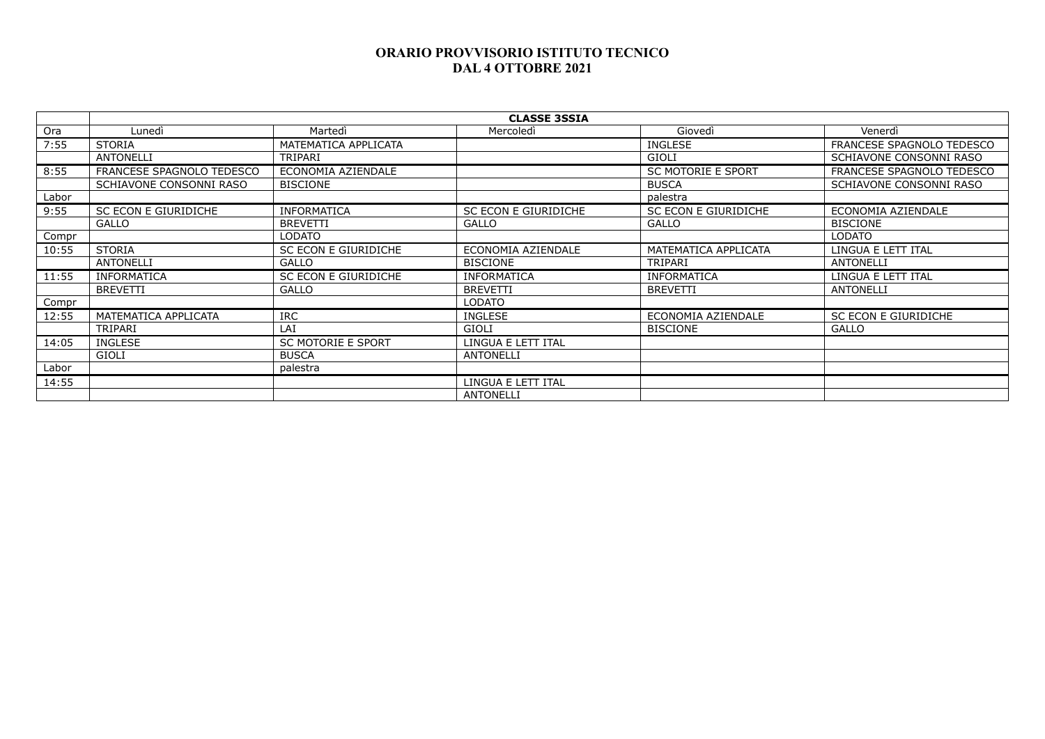# ORARIO PROVVISORIO ISTITUTO TECNICO
## DAL 4 OTTOBRE 2021

| | CLASSE 3SSIA | | | | |
|---|---|---|---|---|---|
| Ora | Lunedì | Martedì | Mercoledì | Giovedì | Venerdì |
| 7:55 | STORIA | MATEMATICA APPLICATA | | INGLESE | FRANCESE SPAGNOLO TEDESCO |
| | ANTONELLI | TRIPARI | | GIOLI | SCHIAVONE CONSONNI RASO |
| 8:55 | FRANCESE SPAGNOLO TEDESCO | ECONOMIA AZIENDALE | | SC MOTORIE E SPORT | FRANCESE SPAGNOLO TEDESCO |
| | SCHIAVONE CONSONNI RASO | BISCIONE | | BUSCA | SCHIAVONE CONSONNI RASO |
| Labor | | | | palestra | |
| 9:55 | SC ECON E GIURIDICHE | INFORMATICA | SC ECON E GIURIDICHE | SC ECON E GIURIDICHE | ECONOMIA AZIENDALE |
| | GALLO | BREVETTI | GALLO | GALLO | BISCIONE |
| Compr | | LODATO | | | LODATO |
| 10:55 | STORIA | SC ECON E GIURIDICHE | ECONOMIA AZIENDALE | MATEMATICA APPLICATA | LINGUA E LETT ITAL |
| | ANTONELLI | GALLO | BISCIONE | TRIPARI | ANTONELLI |
| 11:55 | INFORMATICA | SC ECON E GIURIDICHE | INFORMATICA | INFORMATICA | LINGUA E LETT ITAL |
| | BREVETTI | GALLO | BREVETTI | BREVETTI | ANTONELLI |
| Compr | | | LODATO | | |
| 12:55 | MATEMATICA APPLICATA | IRC | INGLESE | ECONOMIA AZIENDALE | SC ECON E GIURIDICHE |
| | TRIPARI | LAI | GIOLI | BISCIONE | GALLO |
| 14:05 | INGLESE | SC MOTORIE E SPORT | LINGUA E LETT ITAL | | |
| | GIOLI | BUSCA | ANTONELLI | | |
| Labor | | palestra | | | |
| 14:55 | | | LINGUA E LETT ITAL | | |
| | | | ANTONELLI | | |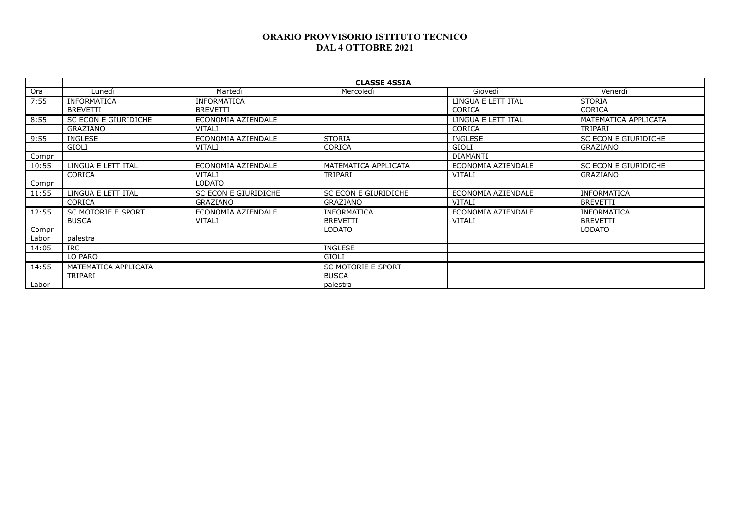# ORARIO PROVVISORIO ISTITUTO TECNICO
# DAL 4 OTTOBRE 2021

| | **CLASSE 4SSIA** | | | | |
|---|---|---|---|---|---|
| Ora | Lunedì | Martedì | Mercoledì | Giovedì | Venerdì |
| 7:55 | INFORMATICA | INFORMATICA | | LINGUA E LETT ITAL | STORIA |
| | BREVETTI | BREVETTI | | CORICA | CORICA |
| 8:55 | SC ECON E GIURIDICHE | ECONOMIA AZIENDALE | | LINGUA E LETT ITAL | MATEMATICA APPLICATA |
| | GRAZIANO | VITALI | | CORICA | TRIPARI |
| 9:55 | INGLESE | ECONOMIA AZIENDALE | STORIA | INGLESE | SC ECON E GIURIDICHE |
| | GIOLI | VITALI | CORICA | GIOLI | GRAZIANO |
| Compr | | | | DIAMANTI | |
| 10:55 | LINGUA E LETT ITAL | ECONOMIA AZIENDALE | MATEMATICA APPLICATA | ECONOMIA AZIENDALE | SC ECON E GIURIDICHE |
| | CORICA | VITALI | TRIPARI | VITALI | GRAZIANO |
| Compr | | LODATO | | | |
| 11:55 | LINGUA E LETT ITAL | SC ECON E GIURIDICHE | SC ECON E GIURIDICHE | ECONOMIA AZIENDALE | INFORMATICA |
| | CORICA | GRAZIANO | GRAZIANO | VITALI | BREVETTI |
| 12:55 | SC MOTORIE E SPORT | ECONOMIA AZIENDALE | INFORMATICA | ECONOMIA AZIENDALE | INFORMATICA |
| | BUSCA | VITALI | BREVETTI | VITALI | BREVETTI |
| Compr | | | LODATO | | LODATO |
| Labor | palestra | | | | |
| 14:05 | IRC | | INGLESE | | |
| | LO PARO | | GIOLI | | |
| 14:55 | MATEMATICA APPLICATA | | SC MOTORIE E SPORT | | |
| | TRIPARI | | BUSCA | | |
| Labor | | | palestra | | |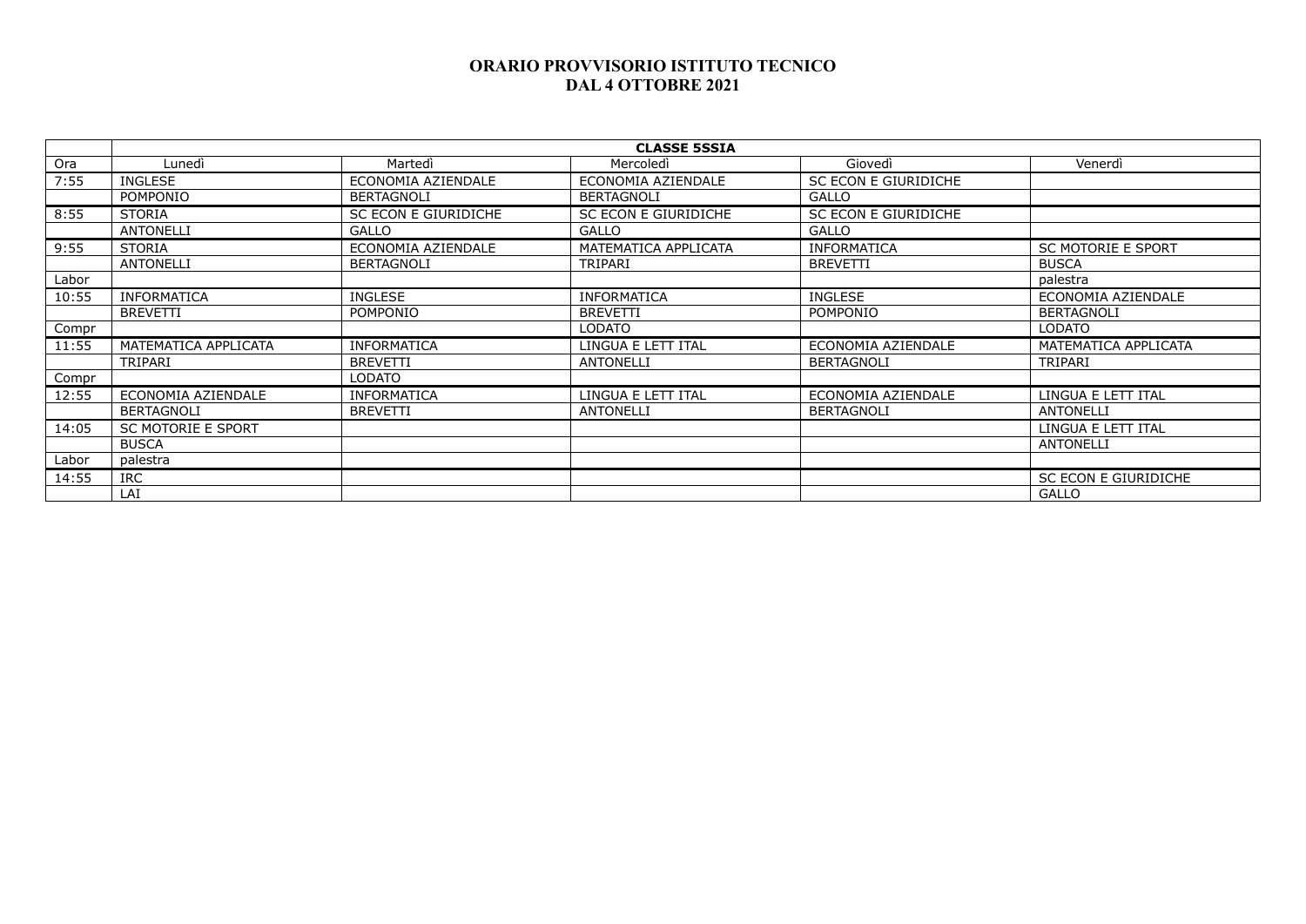# ORARIO PROVVISORIO ISTITUTO TECNICO
## DAL 4 OTTOBRE 2021

| | CLASSE 5SSIA | | | | |
|---|---|---|---|---|---|
| Ora | Lunedì | Martedì | Mercoledì | Giovedì | Venerdì |
| 7:55 | INGLESE | ECONOMIA AZIENDALE | ECONOMIA AZIENDALE | SC ECON E GIURIDICHE | |
| | POMPONIO | BERTAGNOLI | BERTAGNOLI | GALLO | |
| 8:55 | STORIA | SC ECON E GIURIDICHE | SC ECON E GIURIDICHE | SC ECON E GIURIDICHE | |
| | ANTONELLI | GALLO | GALLO | GALLO | |
| 9:55 | STORIA | ECONOMIA AZIENDALE | MATEMATICA APPLICATA | INFORMATICA | SC MOTORIE E SPORT |
| | ANTONELLI | BERTAGNOLI | TRIPARI | BREVETTI | BUSCA |
| Labor | | | | | palestra |
| 10:55 | INFORMATICA | INGLESE | INFORMATICA | INGLESE | ECONOMIA AZIENDALE |
| | BREVETTI | POMPONIO | BREVETTI | POMPONIO | BERTAGNOLI |
| Compr | | | LODATO | | LODATO |
| 11:55 | MATEMATICA APPLICATA | INFORMATICA | LINGUA E LETT ITAL | ECONOMIA AZIENDALE | MATEMATICA APPLICATA |
| | TRIPARI | BREVETTI | ANTONELLI | BERTAGNOLI | TRIPARI |
| Compr | | LODATO | | | |
| 12:55 | ECONOMIA AZIENDALE | INFORMATICA | LINGUA E LETT ITAL | ECONOMIA AZIENDALE | LINGUA E LETT ITAL |
| | BERTAGNOLI | BREVETTI | ANTONELLI | BERTAGNOLI | ANTONELLI |
| 14:05 | SC MOTORIE E SPORT | | | | LINGUA E LETT ITAL |
| | BUSCA | | | | ANTONELLI |
| Labor | palestra | | | | |
| 14:55 | IRC | | | | SC ECON E GIURIDICHE |
| | LAI | | | | GALLO |